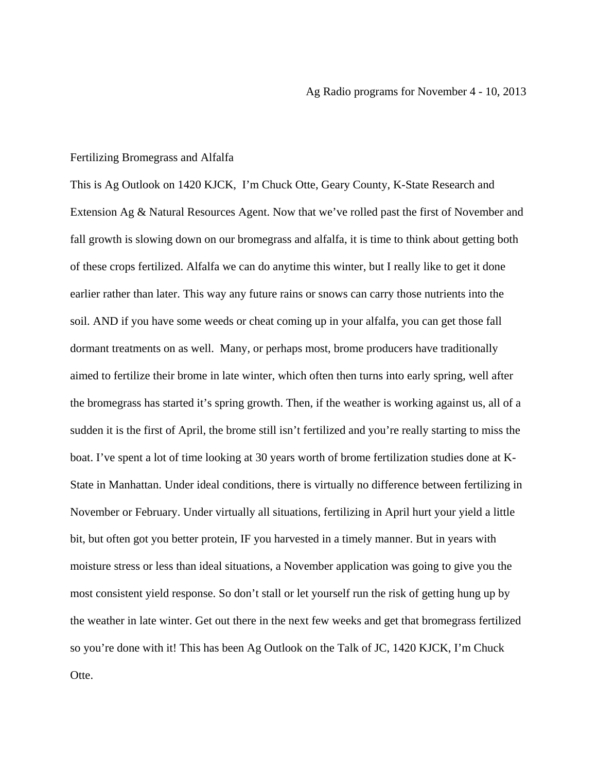Ag Radio programs for November 4 - 10, 2013

## Fertilizing Bromegrass and Alfalfa

This is Ag Outlook on 1420 KJCK, I'm Chuck Otte, Geary County, K-State Research and Extension Ag & Natural Resources Agent. Now that we've rolled past the first of November and fall growth is slowing down on our bromegrass and alfalfa, it is time to think about getting both of these crops fertilized. Alfalfa we can do anytime this winter, but I really like to get it done earlier rather than later. This way any future rains or snows can carry those nutrients into the soil. AND if you have some weeds or cheat coming up in your alfalfa, you can get those fall dormant treatments on as well. Many, or perhaps most, brome producers have traditionally aimed to fertilize their brome in late winter, which often then turns into early spring, well after the bromegrass has started it's spring growth. Then, if the weather is working against us, all of a sudden it is the first of April, the brome still isn't fertilized and you're really starting to miss the boat. I've spent a lot of time looking at 30 years worth of brome fertilization studies done at K-State in Manhattan. Under ideal conditions, there is virtually no difference between fertilizing in November or February. Under virtually all situations, fertilizing in April hurt your yield a little bit, but often got you better protein, IF you harvested in a timely manner. But in years with moisture stress or less than ideal situations, a November application was going to give you the most consistent yield response. So don't stall or let yourself run the risk of getting hung up by the weather in late winter. Get out there in the next few weeks and get that bromegrass fertilized so you're done with it! This has been Ag Outlook on the Talk of JC, 1420 KJCK, I'm Chuck Otte.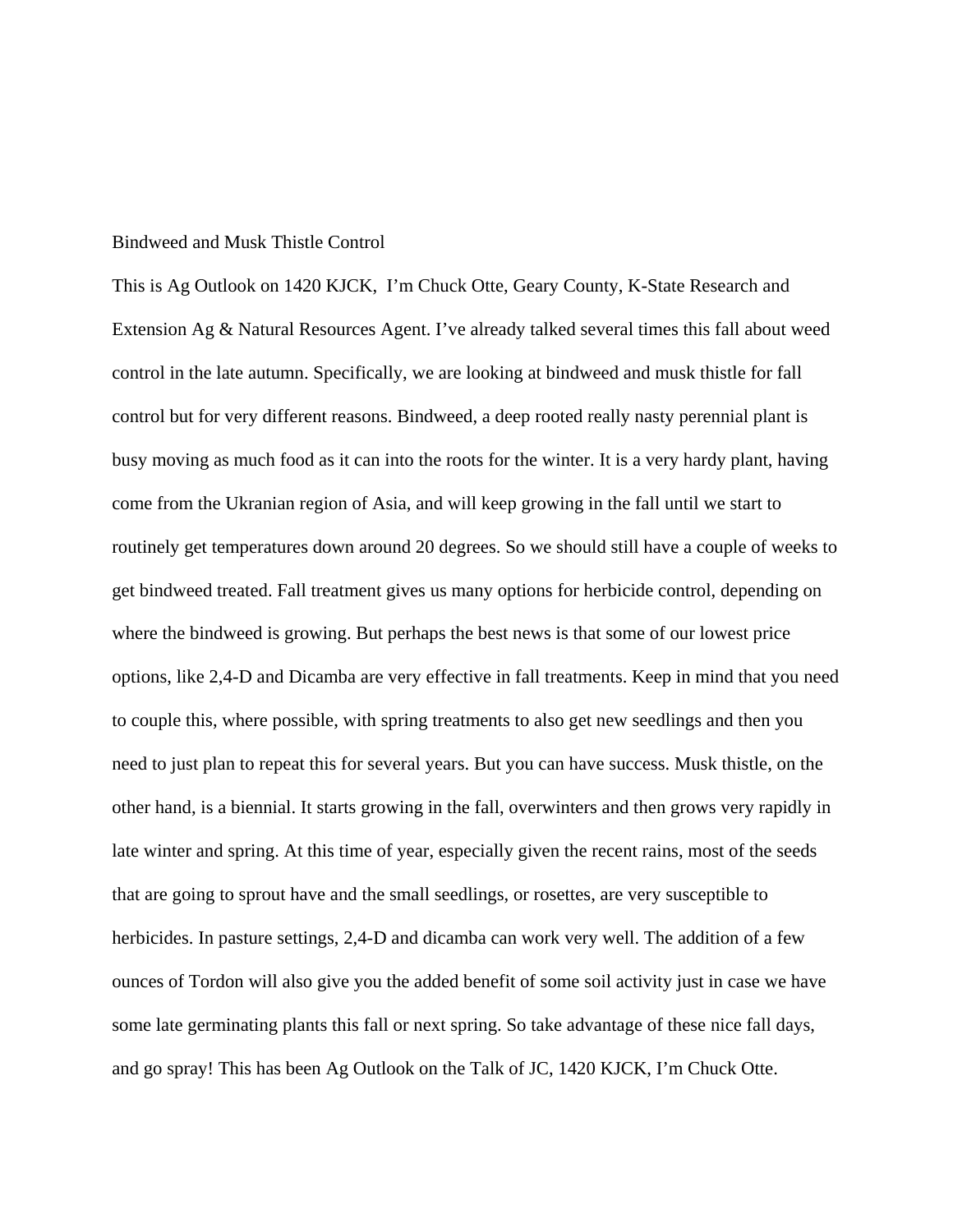Bindweed and Musk Thistle Control

This is Ag Outlook on 1420 KJCK,  I'm Chuck Otte, Geary County, K-State Research and Extension Ag & Natural Resources Agent. I've already talked several times this fall about weed control in the late autumn. Specifically, we are looking at bindweed and musk thistle for fall control but for very different reasons. Bindweed, a deep rooted really nasty perennial plant is busy moving as much food as it can into the roots for the winter. It is a very hardy plant, having come from the Ukranian region of Asia, and will keep growing in the fall until we start to routinely get temperatures down around 20 degrees. So we should still have a couple of weeks to get bindweed treated. Fall treatment gives us many options for herbicide control, depending on where the bindweed is growing. But perhaps the best news is that some of our lowest price options, like 2,4-D and Dicamba are very effective in fall treatments. Keep in mind that you need to couple this, where possible, with spring treatments to also get new seedlings and then you need to just plan to repeat this for several years. But you can have success. Musk thistle, on the other hand, is a biennial. It starts growing in the fall, overwinters and then grows very rapidly in late winter and spring. At this time of year, especially given the recent rains, most of the seeds that are going to sprout have and the small seedlings, or rosettes, are very susceptible to herbicides. In pasture settings, 2,4-D and dicamba can work very well. The addition of a few ounces of Tordon will also give you the added benefit of some soil activity just in case we have some late germinating plants this fall or next spring. So take advantage of these nice fall days, and go spray! This has been Ag Outlook on the Talk of JC, 1420 KJCK, I'm Chuck Otte.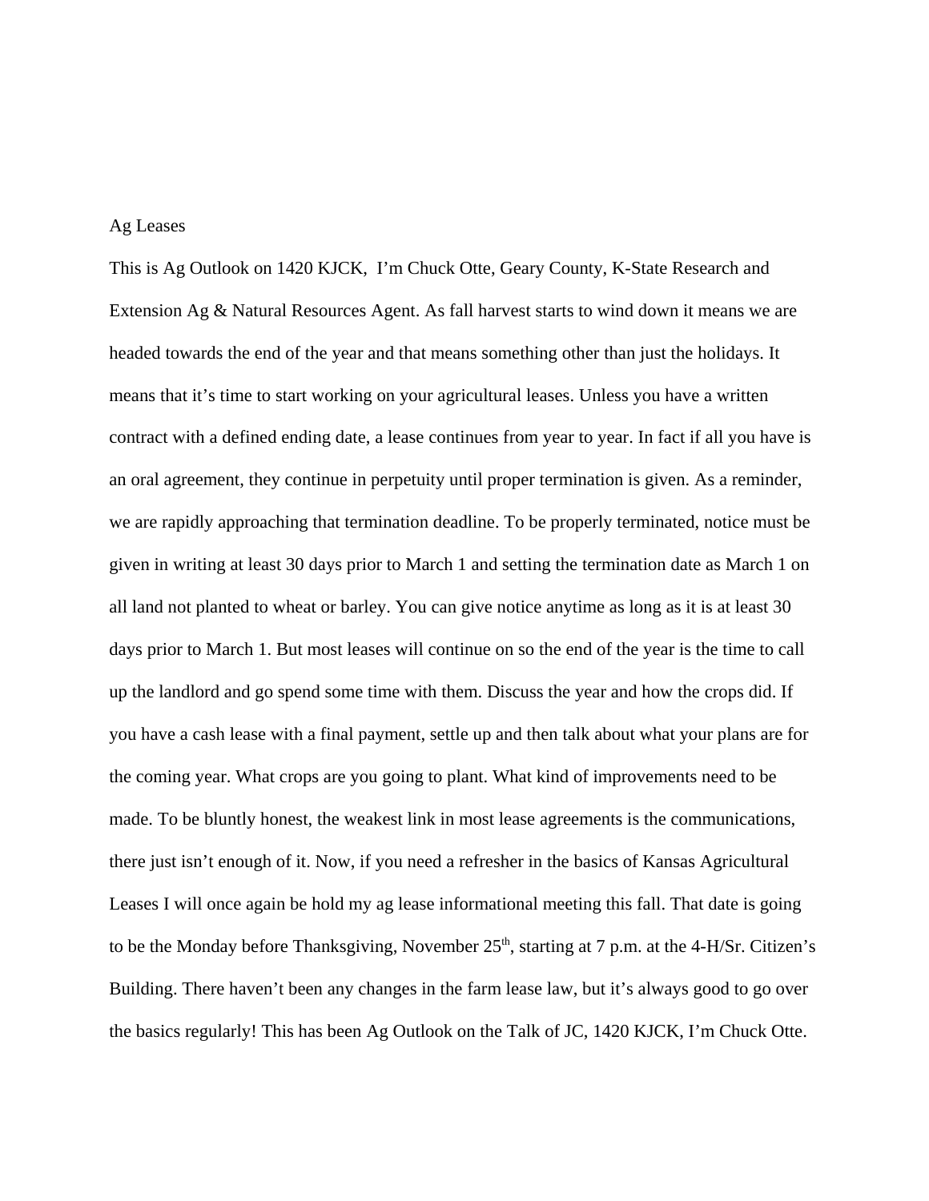Ag Leases

This is Ag Outlook on 1420 KJCK,  I'm Chuck Otte, Geary County, K-State Research and Extension Ag & Natural Resources Agent. As fall harvest starts to wind down it means we are headed towards the end of the year and that means something other than just the holidays. It means that it's time to start working on your agricultural leases. Unless you have a written contract with a defined ending date, a lease continues from year to year. In fact if all you have is an oral agreement, they continue in perpetuity until proper termination is given. As a reminder, we are rapidly approaching that termination deadline. To be properly terminated, notice must be given in writing at least 30 days prior to March 1 and setting the termination date as March 1 on all land not planted to wheat or barley. You can give notice anytime as long as it is at least 30 days prior to March 1. But most leases will continue on so the end of the year is the time to call up the landlord and go spend some time with them. Discuss the year and how the crops did. If you have a cash lease with a final payment, settle up and then talk about what your plans are for the coming year. What crops are you going to plant. What kind of improvements need to be made. To be bluntly honest, the weakest link in most lease agreements is the communications, there just isn't enough of it. Now, if you need a refresher in the basics of Kansas Agricultural Leases I will once again be hold my ag lease informational meeting this fall. That date is going to be the Monday before Thanksgiving, November 25th, starting at 7 p.m. at the 4-H/Sr. Citizen's Building. There haven't been any changes in the farm lease law, but it's always good to go over the basics regularly! This has been Ag Outlook on the Talk of JC, 1420 KJCK, I'm Chuck Otte.